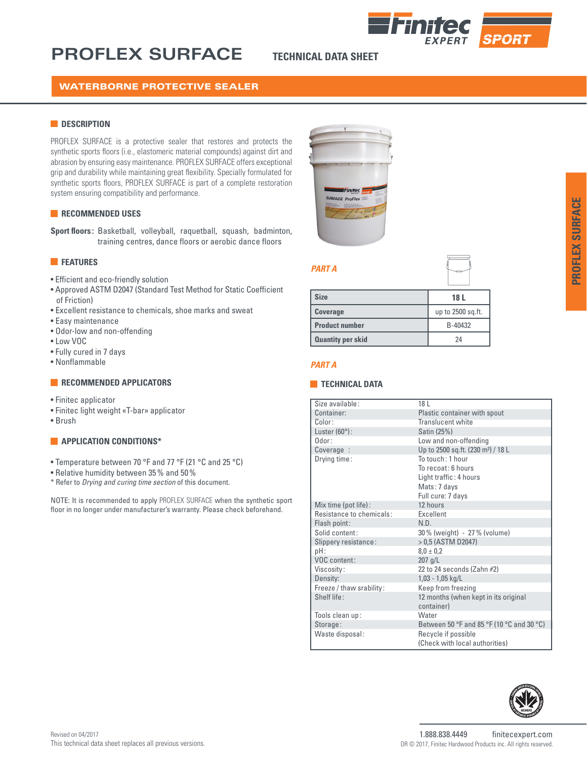# PROFLEX SURFACE

TECHNICAL DATA SHEET

## WATERBORNE PROTECTIVE SEALER

### DESCRIPTION

PROFLEX SURFACE is a protective sealer that restores and protects the synthetic sports floors (i.e., elastomeric material compounds) against dirt and abrasion by ensuring easy maintenance. PROFLEX SURFACE offers exceptional grip and durability while maintaining great flexibility. Specially formulated for synthetic sports floors, PROFLEX SURFACE is part of a complete restoration system ensuring compatibility and performance.

### RECOMMENDED USES

**Sport floors:** Basketball, volleyball, raquetball, squash, badminton, training centres, dance floors or aerobic dance floors

### FEATURES

- Efficient and eco-friendly solution
- Approved ASTM D2047 (Standard Test Method for Static Coefficient of Friction)
- Excellent resistance to chemicals, shoe marks and sweat
- Easy maintenance
- Odor-low and non-offending
- Low VOC
- Fully cured in 7 days
- Nonflammable

### RECOMMENDED APPLICATORS

- Finitec applicator
- Finitec light weight «T-bar» applicator
- Brush

### APPLICATION CONDITIONS*

- Temperature between 70 °F and 77 °F (21 °C and 25 °C)
- Relative humidity between 35 % and 50 %

\* Refer to *Drying and curing time section* of this document.

NOTE: It is recommended to apply PROFLEX SURFACE when the synthetic sport floor in no longer under manufacturer's warranty. Please check beforehand.

*PART A*

| Size | 18 L |
|---|---|
| Coverage | up to 2500 sq.ft. |
| Product number | B-40432 |
| Quantity per skid | 24 |

*PART A*

### TECHNICAL DATA

| | |
|---|---|
| Size available: | 18 L |
| Container: | Plastic container with spout |
| Color: | Translucent white |
| Luster (60°): | Satin (25%) |
| Odor: | Low and non-offending |
| Coverage : | Up to 2500 sq.ft. (230 m²) / 18 L |
| Drying time: | To touch: 1 hour<br>To recoat: 6 hours<br>Light traffic: 4 hours<br>Mats: 7 days<br>Full cure: 7 days |
| Mix time (pot life): | 12 hours |
| Resistance to chemicals: | Excellent |
| Flash point: | N.D. |
| Solid content: | 30 % (weight) - 27 % (volume) |
| Slippery resistance: | > 0,5 (ASTM D2047) |
| pH: | 8,0 ± 0,2 |
| VOC content: | 207 g/L |
| Viscosity: | 22 to 24 seconds (Zahn #2) |
| Density: | 1,03 - 1,05 kg/L |
| Freeze / thaw srability: | Keep from freezing |
| Shelf life: | 12 months (when kept in its original container) |
| Tools clean up: | Water |
| Storage: | Between 50 °F and 85 °F (10 °C and 30 °C) |
| Waste disposal: | Recycle if possible<br>(Check with local authorities) |

Revised on 04/2017
This technical data sheet replaces all previous versions.

1.888.838.4449 finitecexpert.com
DR © 2017, Finitec Hardwood Products inc. All rights reserved.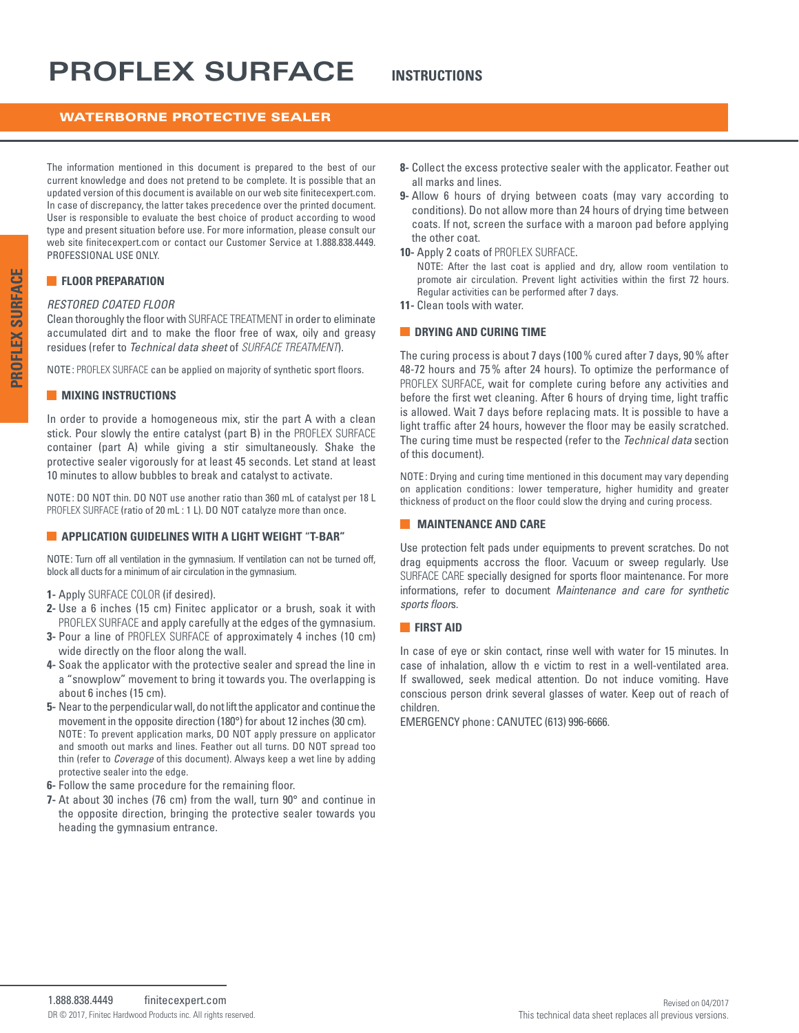# PROFLEX SURFACE INSTRUCTIONS

## WATERBORNE PROTECTIVE SEALER

The information mentioned in this document is prepared to the best of our current knowledge and does not pretend to be complete. It is possible that an updated version of this document is available on our web site finitecexpert.com. In case of discrepancy, the latter takes precedence over the printed document. User is responsible to evaluate the best choice of product according to wood type and present situation before use. For more information, please consult our web site finitecexpert.com or contact our Customer Service at 1.888.838.4449. PROFESSIONAL USE ONLY.

### FLOOR PREPARATION

*RESTORED COATED FLOOR*

Clean thoroughly the floor with SURFACE TREATMENT in order to eliminate accumulated dirt and to make the floor free of wax, oily and greasy residues (refer to *Technical data sheet* of *SURFACE TREATMENT*).

NOTE: PROFLEX SURFACE can be applied on majority of synthetic sport floors.

### MIXING INSTRUCTIONS

In order to provide a homogeneous mix, stir the part A with a clean stick. Pour slowly the entire catalyst (part B) in the PROFLEX SURFACE container (part A) while giving a stir simultaneously. Shake the protective sealer vigorously for at least 45 seconds. Let stand at least 10 minutes to allow bubbles to break and catalyst to activate.

NOTE: DO NOT thin. DO NOT use another ratio than 360 mL of catalyst per 18 L PROFLEX SURFACE (ratio of 20 mL : 1 L). DO NOT catalyze more than once.

### APPLICATION GUIDELINES WITH A LIGHT WEIGHT "T-BAR"

NOTE: Turn off all ventilation in the gymnasium. If ventilation can not be turned off, block all ducts for a minimum of air circulation in the gymnasium.

1- Apply SURFACE COLOR (if desired).
2- Use a 6 inches (15 cm) Finitec applicator or a brush, soak it with PROFLEX SURFACE and apply carefully at the edges of the gymnasium.
3- Pour a line of PROFLEX SURFACE of approximately 4 inches (10 cm) wide directly on the floor along the wall.
4- Soak the applicator with the protective sealer and spread the line in a "snowplow" movement to bring it towards you. The overlapping is about 6 inches (15 cm).
5- Near to the perpendicular wall, do not lift the applicator and continue the movement in the opposite direction (180°) for about 12 inches (30 cm).
   NOTE: To prevent application marks, DO NOT apply pressure on applicator and smooth out marks and lines. Feather out all turns. DO NOT spread too thin (refer to *Coverage* of this document). Always keep a wet line by adding protective sealer into the edge.
6- Follow the same procedure for the remaining floor.
7- At about 30 inches (76 cm) from the wall, turn 90° and continue in the opposite direction, bringing the protective sealer towards you heading the gymnasium entrance.
8- Collect the excess protective sealer with the applicator. Feather out all marks and lines.
9- Allow 6 hours of drying between coats (may vary according to conditions). Do not allow more than 24 hours of drying time between coats. If not, screen the surface with a maroon pad before applying the other coat.
10- Apply 2 coats of PROFLEX SURFACE.
   NOTE: After the last coat is applied and dry, allow room ventilation to promote air circulation. Prevent light activities within the first 72 hours. Regular activities can be performed after 7 days.
11- Clean tools with water.

### DRYING AND CURING TIME

The curing process is about 7 days (100 % cured after 7 days, 90 % after 48-72 hours and 75 % after 24 hours). To optimize the performance of PROFLEX SURFACE, wait for complete curing before any activities and before the first wet cleaning. After 6 hours of drying time, light traffic is allowed. Wait 7 days before replacing mats. It is possible to have a light traffic after 24 hours, however the floor may be easily scratched. The curing time must be respected (refer to the *Technical data* section of this document).

NOTE: Drying and curing time mentioned in this document may vary depending on application conditions: lower temperature, higher humidity and greater thickness of product on the floor could slow the drying and curing process.

### MAINTENANCE AND CARE

Use protection felt pads under equipments to prevent scratches. Do not drag equipments accross the floor. Vacuum or sweep regularly. Use SURFACE CARE specially designed for sports floor maintenance. For more informations, refer to document *Maintenance and care for synthetic sports floors*.

### FIRST AID

In case of eye or skin contact, rinse well with water for 15 minutes. In case of inhalation, allow th e victim to rest in a well-ventilated area. If swallowed, seek medical attention. Do not induce vomiting. Have conscious person drink several glasses of water. Keep out of reach of children.

EMERGENCY phone: CANUTEC (613) 996-6666.

1.888.838.4449 finitecexpert.com

DR © 2017, Finitec Hardwood Products inc. All rights reserved.

Revised on 04/2017

This technical data sheet replaces all previous versions.